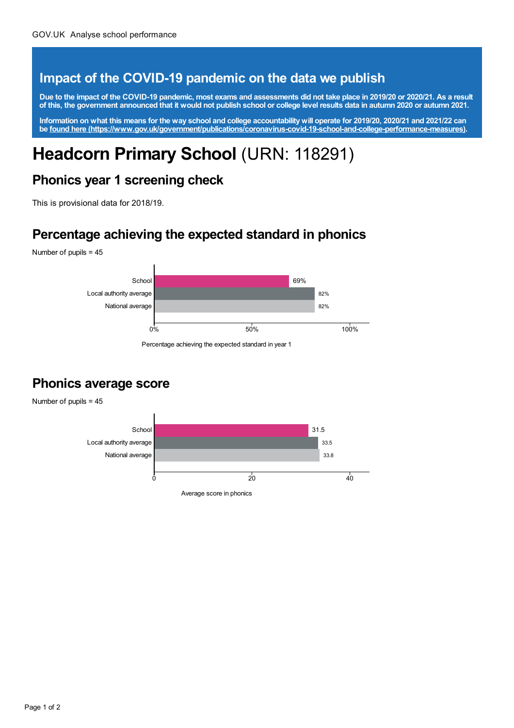GOV.UK Analyse school performance

## Impact of the COVID-19 pandemic on the data we publish

**Due to the impact of the COVID-19 pandemic, most exams and assessments did not take place in 2019/20 or 2020/21. As a result of this, the government announced that it would not publish school or college level results data in autumn 2020 or autumn 2021.**

**Information on what this means for the way school and college accountability will operate for 2019/20, 2020/21 and 2021/22 can be [found here (https://www.gov.uk/government/publications/coronavirus-covid-19-school-and-college-performance-measures)](https://www.gov.uk/government/publications/coronavirus-covid-19-school-and-college-performance-measures).**

# **Headcorn Primary School** (URN: 118291)

## Phonics year 1 screening check

This is provisional data for 2018/19.

## Percentage achieving the expected standard in phonics

Number of pupils = 45

| | Percentage achieving the expected standard in year 1 |
|---|---|
| School | 69% |
| Local authority average | 82% |
| National average | 82% |

## Phonics average score

Number of pupils = 45

| | Average score in phonics |
|---|---|
| School | 31.5 |
| Local authority average | 33.5 |
| National average | 33.8 |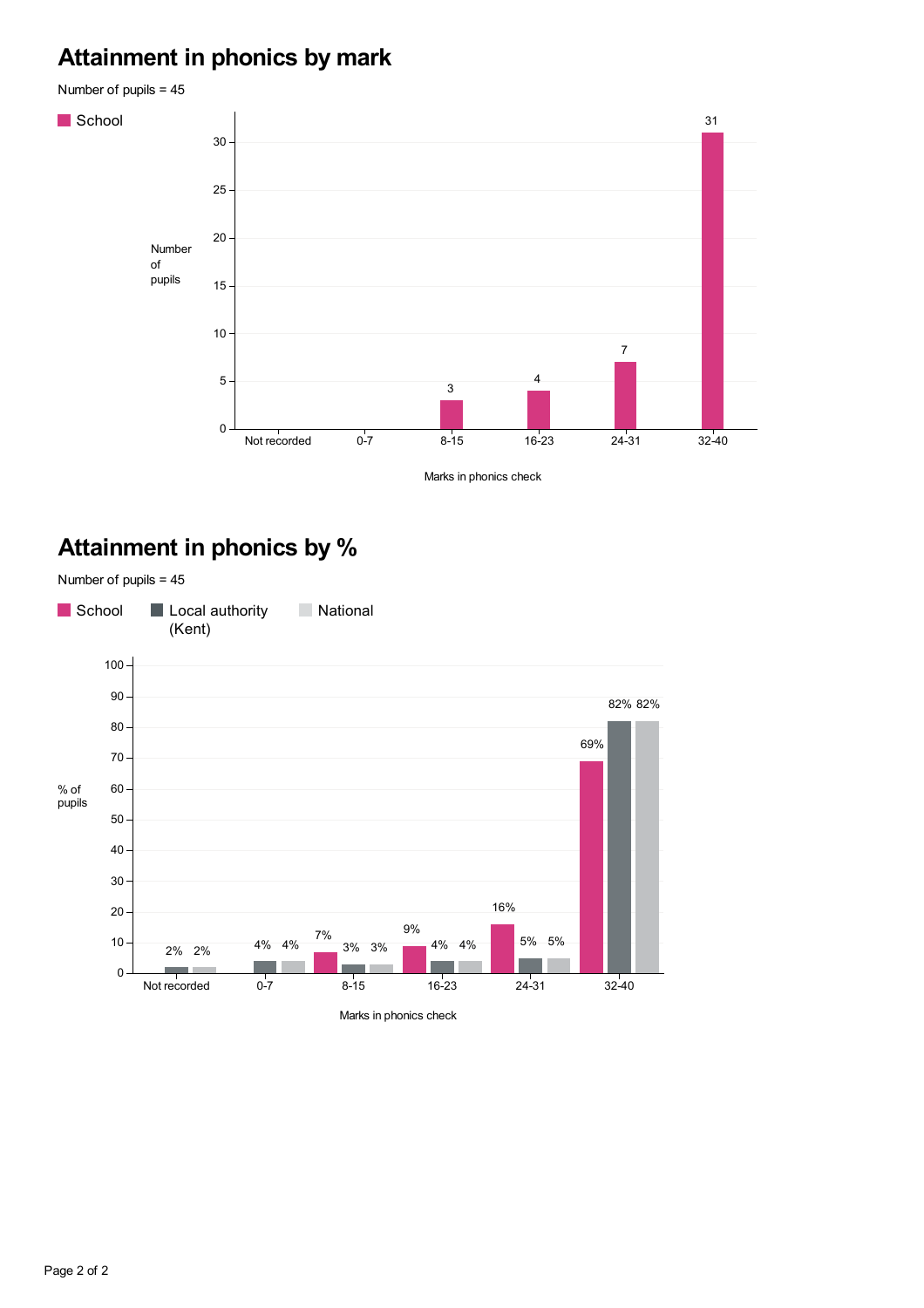## Attainment in phonics by mark

Number of pupils = 45

School

Number of pupils

0
5
10
15
20
25
30

3
4
7
31

Not recorded
0-7
8-15
16-23
24-31
32-40

Marks in phonics check

## Attainment in phonics by %

Number of pupils = 45

School
Local authority (Kent)
National

% of pupils

0
10
20
30
40
50
60
70
80
90
100

2% 2%
4% 4%
7% 3% 3%
9% 4% 4%
16% 5% 5%
69% 82% 82%

Not recorded
0-7
8-15
16-23
24-31
32-40

Marks in phonics check